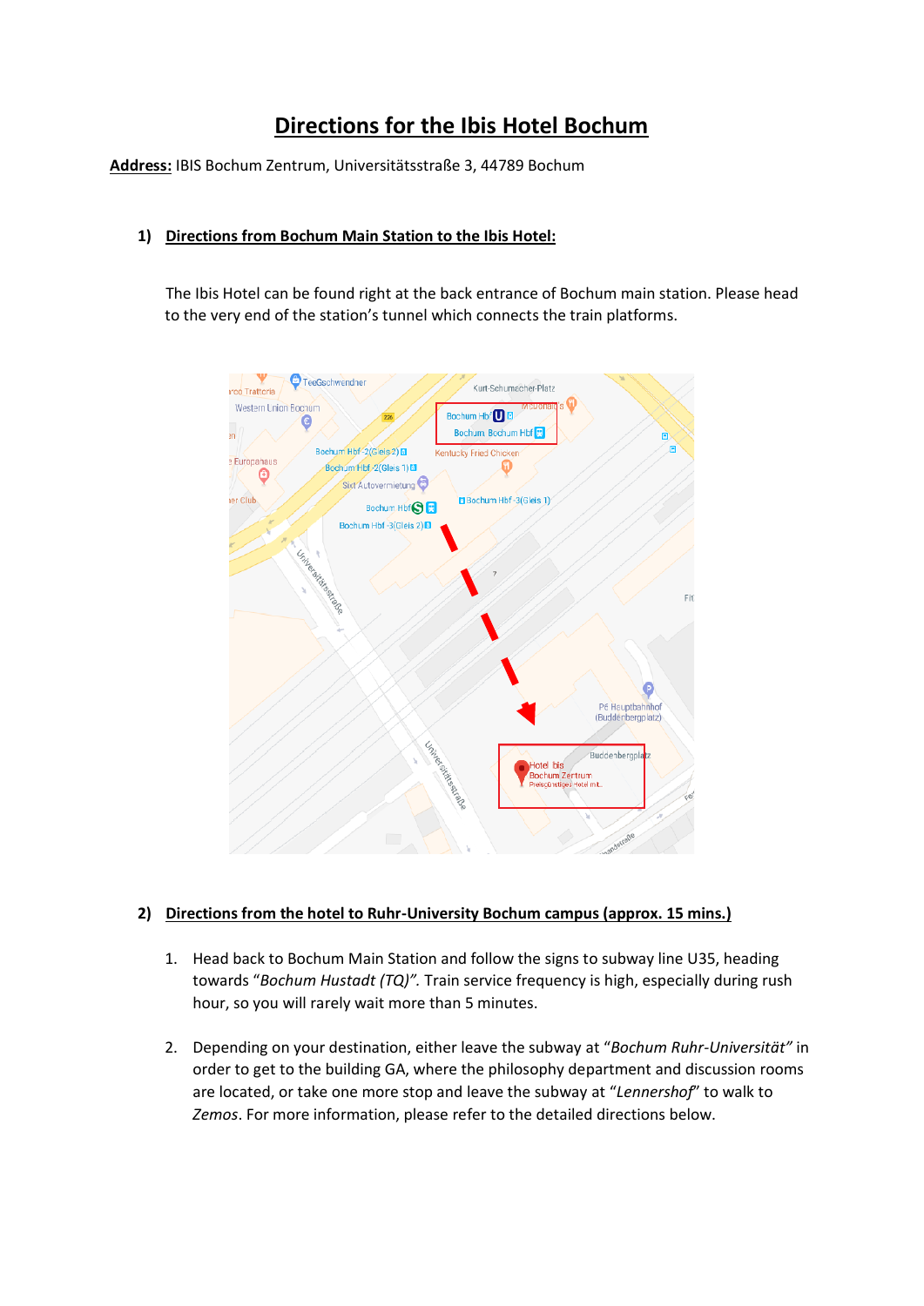# Directions for the Ibis Hotel Bochum

**Address:** IBIS Bochum Zentrum, Universitätsstraße 3, 44789 Bochum

## 1) Directions from Bochum Main Station to the Ibis Hotel:

The Ibis Hotel can be found right at the back entrance of Bochum main station. Please head to the very end of the station's tunnel which connects the train platforms.

## 2) Directions from the hotel to Ruhr-University Bochum campus (approx. 15 mins.)

1. Head back to Bochum Main Station and follow the signs to subway line U35, heading towards "*Bochum Hustadt (TQ)".* Train service frequency is high, especially during rush hour, so you will rarely wait more than 5 minutes.
2. Depending on your destination, either leave the subway at "*Bochum Ruhr-Universität"* in order to get to the building GA, where the philosophy department and discussion rooms are located, or take one more stop and leave the subway at "*Lennershof*" to walk to *Zemos*. For more information, please refer to the detailed directions below.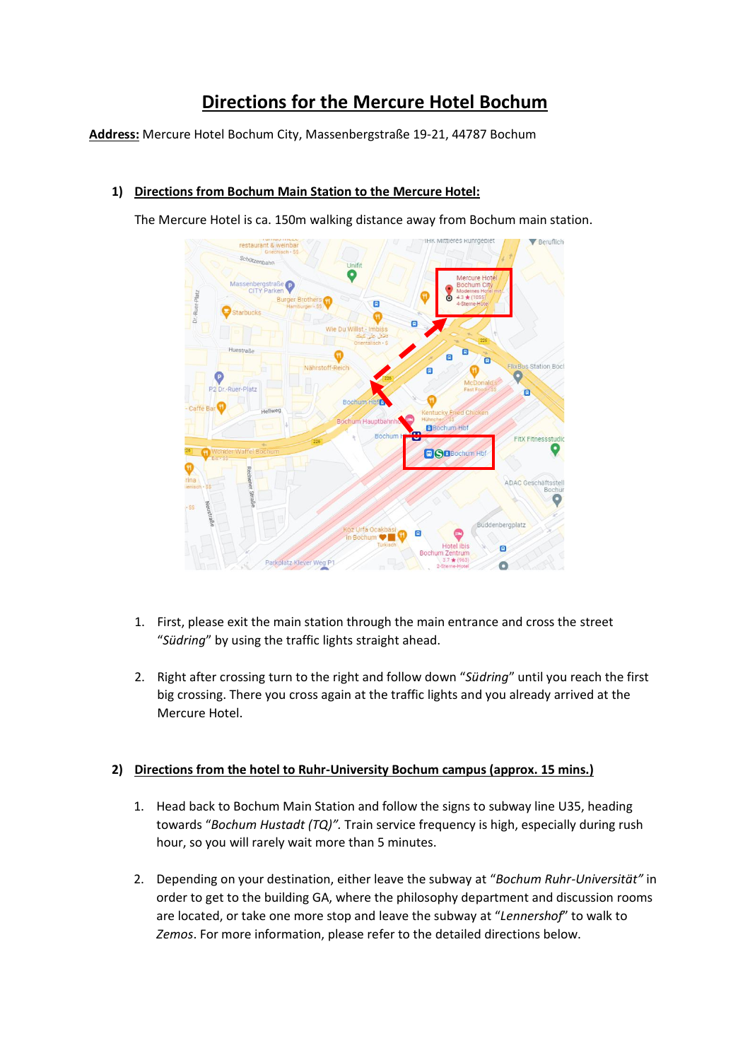# Directions for the Mercure Hotel Bochum

**Address:** Mercure Hotel Bochum City, Massenbergstraße 19-21, 44787 Bochum

## 1) Directions from Bochum Main Station to the Mercure Hotel:

The Mercure Hotel is ca. 150m walking distance away from Bochum main station.

1. First, please exit the main station through the main entrance and cross the street "*Südring*" by using the traffic lights straight ahead.

2. Right after crossing turn to the right and follow down "*Südring*" until you reach the first big crossing. There you cross again at the traffic lights and you already arrived at the Mercure Hotel.

## 2) Directions from the hotel to Ruhr-University Bochum campus (approx. 15 mins.)

1. Head back to Bochum Main Station and follow the signs to subway line U35, heading towards "*Bochum Hustadt (TQ)*". Train service frequency is high, especially during rush hour, so you will rarely wait more than 5 minutes.

2. Depending on your destination, either leave the subway at "*Bochum Ruhr-Universität*" in order to get to the building GA, where the philosophy department and discussion rooms are located, or take one more stop and leave the subway at "*Lennershof*" to walk to *Zemos*. For more information, please refer to the detailed directions below.